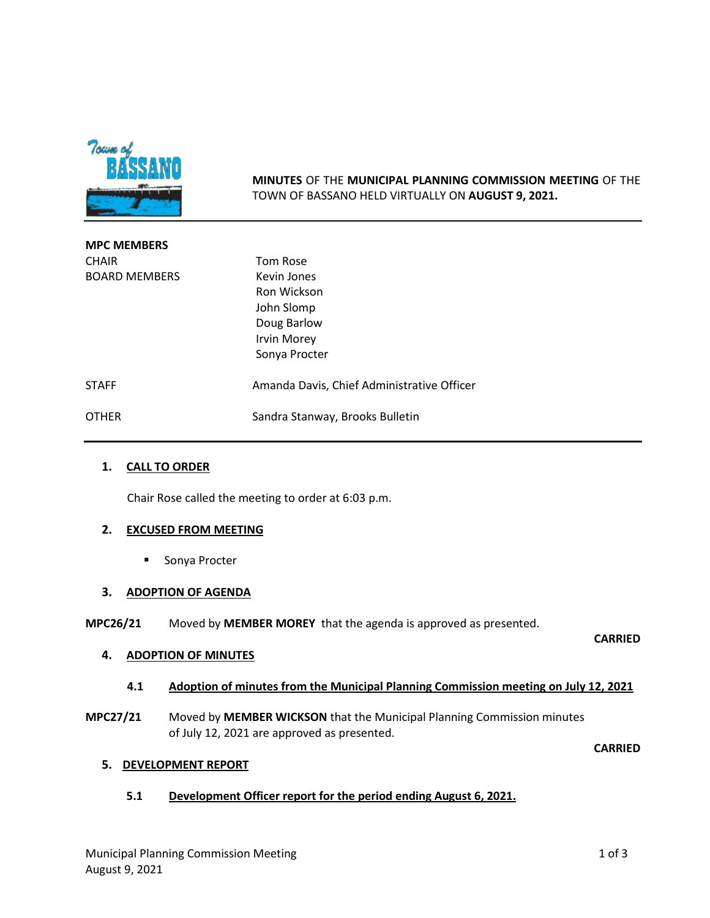**MINUTES** OF THE **MUNICIPAL PLANNING COMMISSION MEETING** OF THE TOWN OF BASSANO HELD VIRTUALLY ON **AUGUST 9, 2021.**

---

**MPC MEMBERS**

| | |
|---|---|
| CHAIR | Tom Rose |
| BOARD MEMBERS | Kevin Jones |
| | Ron Wickson |
| | John Slomp |
| | Doug Barlow |
| | Irvin Morey |
| | Sonya Procter |
| STAFF | Amanda Davis, Chief Administrative Officer |
| OTHER | Sandra Stanway, Brooks Bulletin |

---

## 1. CALL TO ORDER

Chair Rose called the meeting to order at 6:03 p.m.

## 2. EXCUSED FROM MEETING

- Sonya Procter

## 3. ADOPTION OF AGENDA

**MPC26/21** Moved by **MEMBER MOREY** that the agenda is approved as presented.

**CARRIED**

## 4. ADOPTION OF MINUTES

### 4.1 Adoption of minutes from the Municipal Planning Commission meeting on July 12, 2021

**MPC27/21** Moved by **MEMBER WICKSON** that the Municipal Planning Commission minutes of July 12, 2021 are approved as presented.

**CARRIED**

## 5. DEVELOPMENT REPORT

### 5.1 Development Officer report for the period ending August 6, 2021.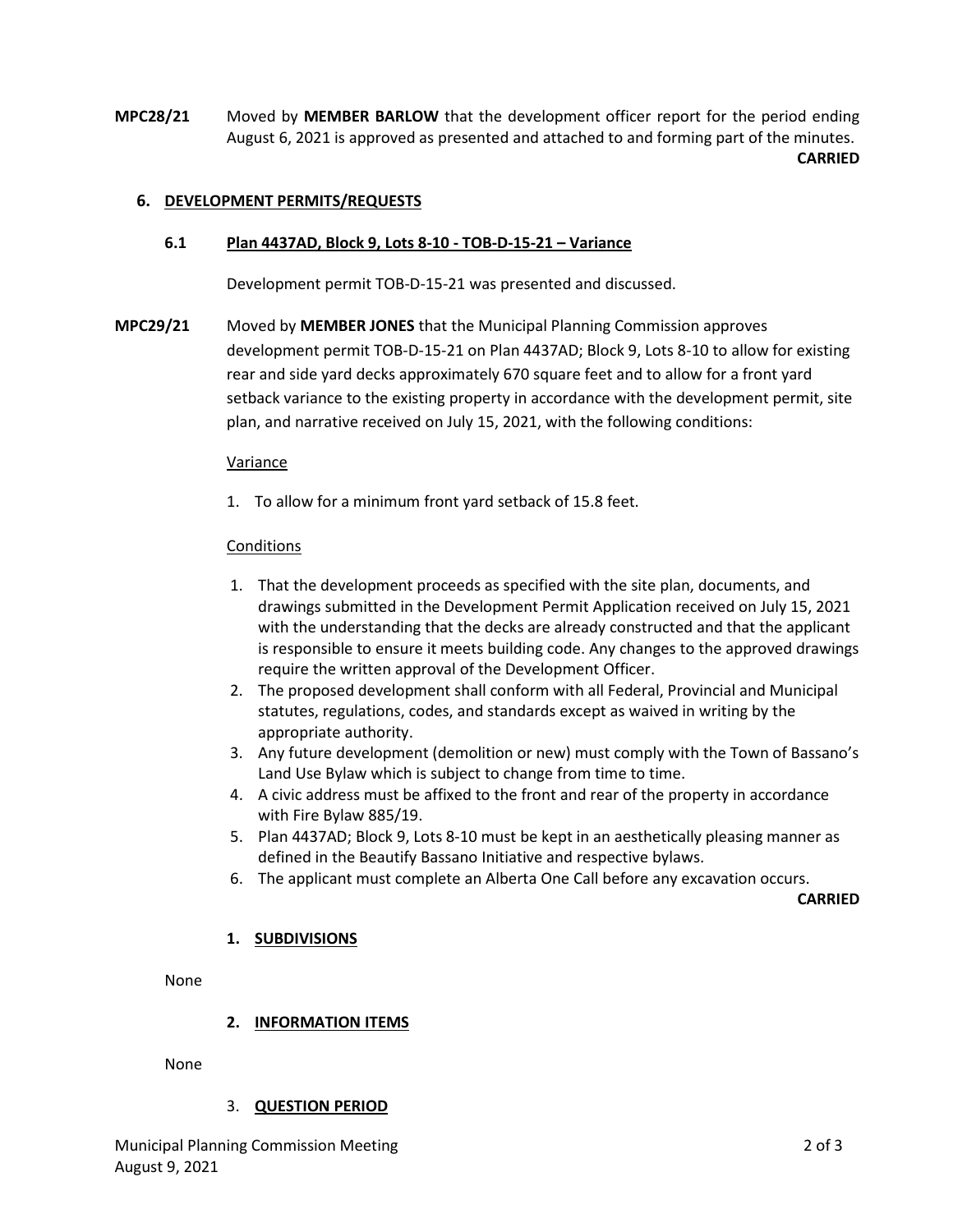**MPC28/21** Moved by **MEMBER BARLOW** that the development officer report for the period ending August 6, 2021 is approved as presented and attached to and forming part of the minutes.

**CARRIED**

## 6. DEVELOPMENT PERMITS/REQUESTS

### 6.1 Plan 4437AD, Block 9, Lots 8-10 - TOB-D-15-21 – Variance

Development permit TOB-D-15-21 was presented and discussed.

**MPC29/21** Moved by **MEMBER JONES** that the Municipal Planning Commission approves development permit TOB-D-15-21 on Plan 4437AD; Block 9, Lots 8-10 to allow for existing rear and side yard decks approximately 670 square feet and to allow for a front yard setback variance to the existing property in accordance with the development permit, site plan, and narrative received on July 15, 2021, with the following conditions:

Variance

1. To allow for a minimum front yard setback of 15.8 feet.

Conditions

1. That the development proceeds as specified with the site plan, documents, and drawings submitted in the Development Permit Application received on July 15, 2021 with the understanding that the decks are already constructed and that the applicant is responsible to ensure it meets building code. Any changes to the approved drawings require the written approval of the Development Officer.
2. The proposed development shall conform with all Federal, Provincial and Municipal statutes, regulations, codes, and standards except as waived in writing by the appropriate authority.
3. Any future development (demolition or new) must comply with the Town of Bassano's Land Use Bylaw which is subject to change from time to time.
4. A civic address must be affixed to the front and rear of the property in accordance with Fire Bylaw 885/19.
5. Plan 4437AD; Block 9, Lots 8-10 must be kept in an aesthetically pleasing manner as defined in the Beautify Bassano Initiative and respective bylaws.
6. The applicant must complete an Alberta One Call before any excavation occurs.

**CARRIED**

## 1. SUBDIVISIONS

None

## 2. INFORMATION ITEMS

None

## 3. QUESTION PERIOD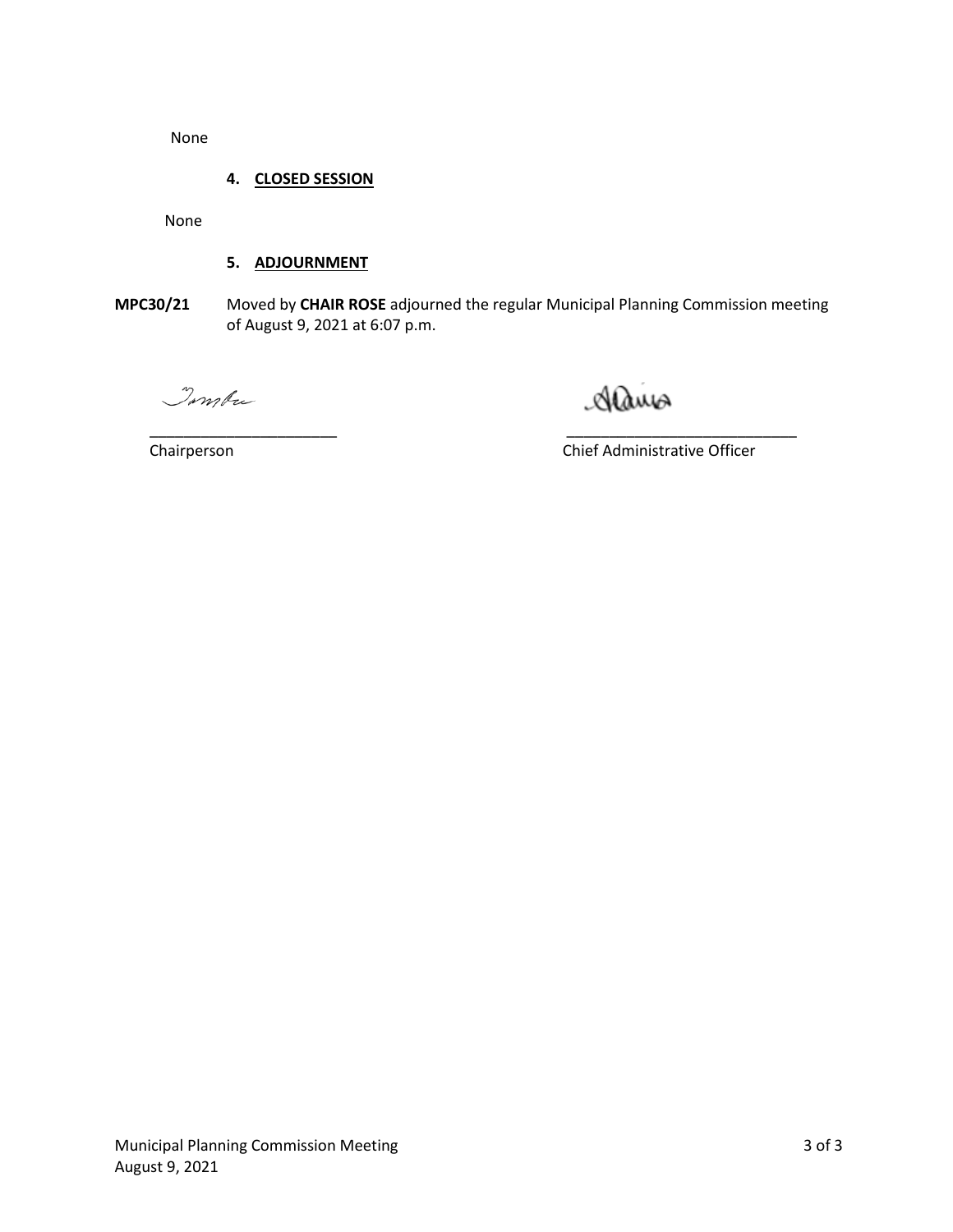None

## 4. CLOSED SESSION

None

## 5. ADJOURNMENT

**MPC30/21** Moved by **CHAIR ROSE** adjourned the regular Municipal Planning Commission meeting of August 9, 2021 at 6:07 p.m.

______________________ Chairperson

___________________________ Chief Administrative Officer